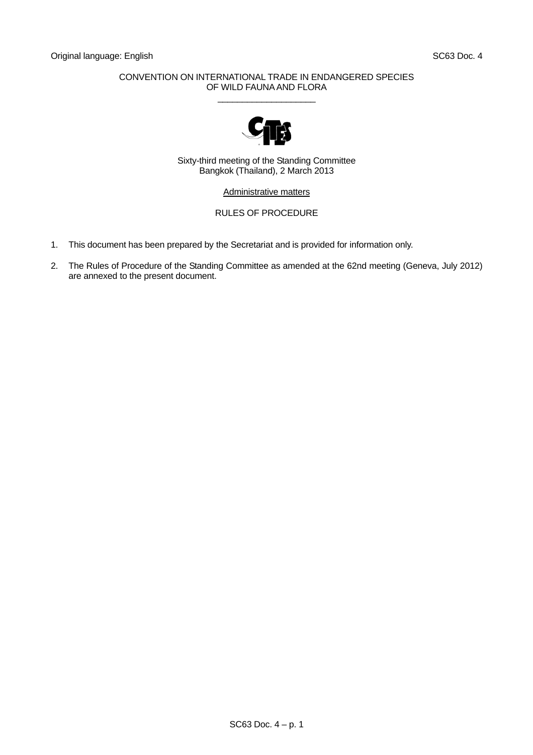Original language: English SC63 Doc. 4

CONVENTION ON INTERNATIONAL TRADE IN ENDANGERED SPECIES OF WILD FAUNA AND FLORA

\_\_\_\_\_\_\_\_\_\_\_\_\_\_\_\_\_\_\_\_

Sixty-third meeting of the Standing Committee
Bangkok (Thailand), 2 March 2013

Administrative matters

RULES OF PROCEDURE

1. This document has been prepared by the Secretariat and is provided for information only.

2. The Rules of Procedure of the Standing Committee as amended at the 62nd meeting (Geneva, July 2012) are annexed to the present document.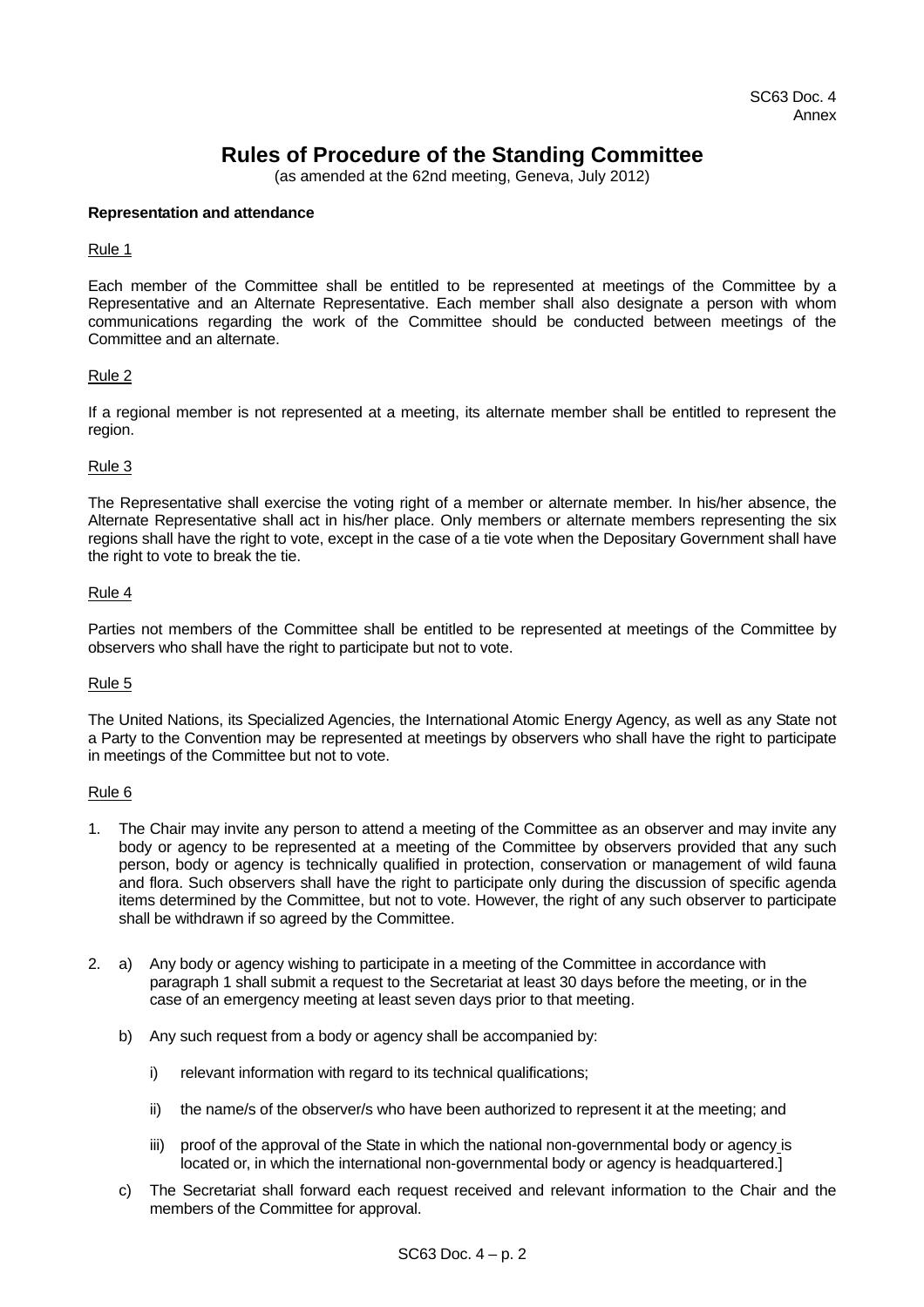SC63 Doc. 4
Annex

# Rules of Procedure of the Standing Committee

(as amended at the 62nd meeting, Geneva, July 2012)

**Representation and attendance**

Rule 1

Each member of the Committee shall be entitled to be represented at meetings of the Committee by a Representative and an Alternate Representative. Each member shall also designate a person with whom communications regarding the work of the Committee should be conducted between meetings of the Committee and an alternate.

Rule 2

If a regional member is not represented at a meeting, its alternate member shall be entitled to represent the region.

Rule 3

The Representative shall exercise the voting right of a member or alternate member. In his/her absence, the Alternate Representative shall act in his/her place. Only members or alternate members representing the six regions shall have the right to vote, except in the case of a tie vote when the Depositary Government shall have the right to vote to break the tie.

Rule 4

Parties not members of the Committee shall be entitled to be represented at meetings of the Committee by observers who shall have the right to participate but not to vote.

Rule 5

The United Nations, its Specialized Agencies, the International Atomic Energy Agency, as well as any State not a Party to the Convention may be represented at meetings by observers who shall have the right to participate in meetings of the Committee but not to vote.

Rule 6

1. The Chair may invite any person to attend a meeting of the Committee as an observer and may invite any body or agency to be represented at a meeting of the Committee by observers provided that any such person, body or agency is technically qualified in protection, conservation or management of wild fauna and flora. Such observers shall have the right to participate only during the discussion of specific agenda items determined by the Committee, but not to vote. However, the right of any such observer to participate shall be withdrawn if so agreed by the Committee.

2. a) Any body or agency wishing to participate in a meeting of the Committee in accordance with paragraph 1 shall submit a request to the Secretariat at least 30 days before the meeting, or in the case of an emergency meeting at least seven days prior to that meeting.

   b) Any such request from a body or agency shall be accompanied by:

      i) relevant information with regard to its technical qualifications;

      ii) the name/s of the observer/s who have been authorized to represent it at the meeting; and

      iii) proof of the approval of the State in which the national non-governmental body or agency is located or, in which the international non-governmental body or agency is headquartered.]

   c) The Secretariat shall forward each request received and relevant information to the Chair and the members of the Committee for approval.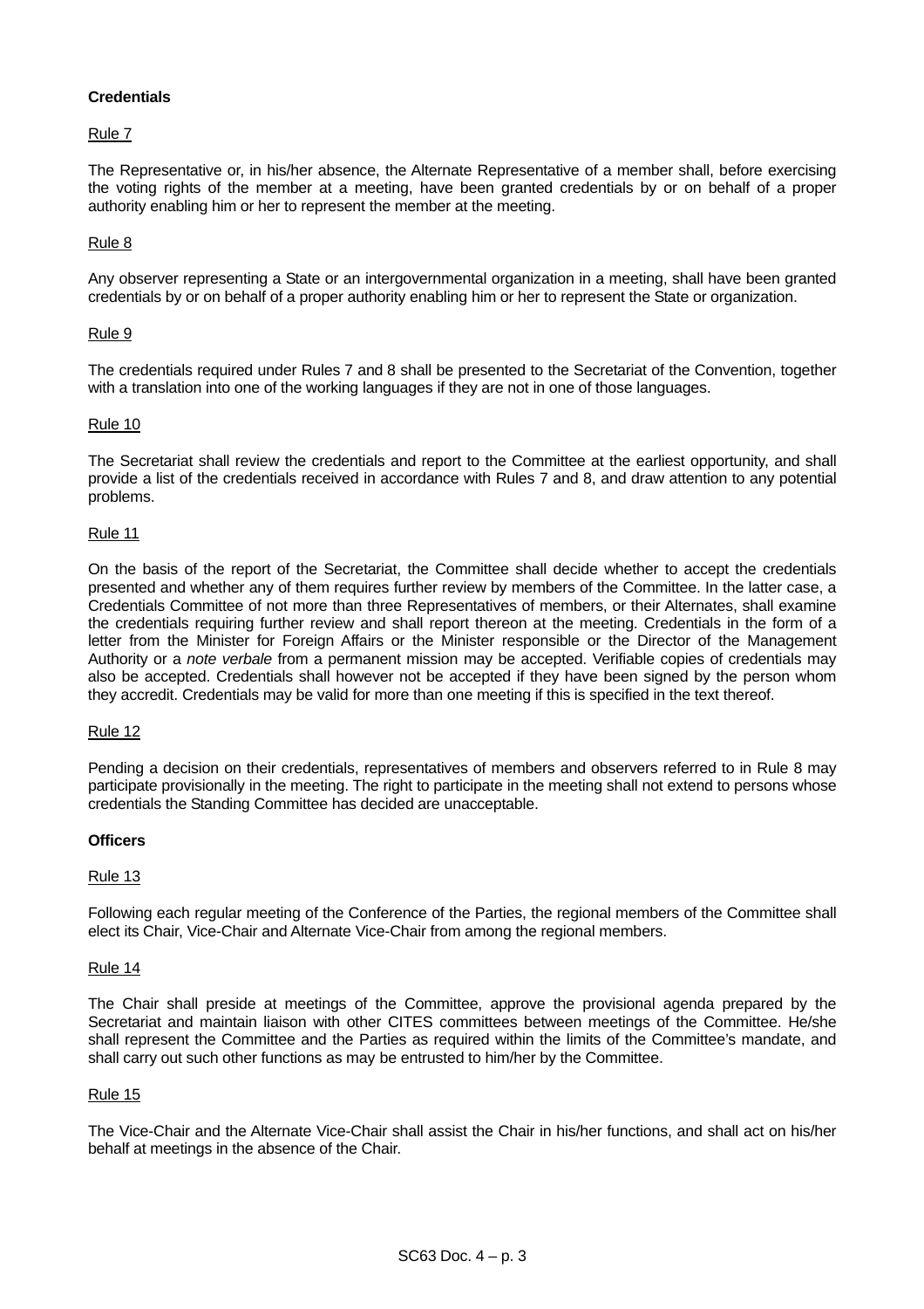**Credentials**

Rule 7

The Representative or, in his/her absence, the Alternate Representative of a member shall, before exercising the voting rights of the member at a meeting, have been granted credentials by or on behalf of a proper authority enabling him or her to represent the member at the meeting.

Rule 8

Any observer representing a State or an intergovernmental organization in a meeting, shall have been granted credentials by or on behalf of a proper authority enabling him or her to represent the State or organization.

Rule 9

The credentials required under Rules 7 and 8 shall be presented to the Secretariat of the Convention, together with a translation into one of the working languages if they are not in one of those languages.

Rule 10

The Secretariat shall review the credentials and report to the Committee at the earliest opportunity, and shall provide a list of the credentials received in accordance with Rules 7 and 8, and draw attention to any potential problems.

Rule 11

On the basis of the report of the Secretariat, the Committee shall decide whether to accept the credentials presented and whether any of them requires further review by members of the Committee. In the latter case, a Credentials Committee of not more than three Representatives of members, or their Alternates, shall examine the credentials requiring further review and shall report thereon at the meeting. Credentials in the form of a letter from the Minister for Foreign Affairs or the Minister responsible or the Director of the Management Authority or a *note verbale* from a permanent mission may be accepted. Verifiable copies of credentials may also be accepted. Credentials shall however not be accepted if they have been signed by the person whom they accredit. Credentials may be valid for more than one meeting if this is specified in the text thereof.

Rule 12

Pending a decision on their credentials, representatives of members and observers referred to in Rule 8 may participate provisionally in the meeting. The right to participate in the meeting shall not extend to persons whose credentials the Standing Committee has decided are unacceptable.

**Officers**

Rule 13

Following each regular meeting of the Conference of the Parties, the regional members of the Committee shall elect its Chair, Vice-Chair and Alternate Vice-Chair from among the regional members.

Rule 14

The Chair shall preside at meetings of the Committee, approve the provisional agenda prepared by the Secretariat and maintain liaison with other CITES committees between meetings of the Committee. He/she shall represent the Committee and the Parties as required within the limits of the Committee's mandate, and shall carry out such other functions as may be entrusted to him/her by the Committee.

Rule 15

The Vice-Chair and the Alternate Vice-Chair shall assist the Chair in his/her functions, and shall act on his/her behalf at meetings in the absence of the Chair.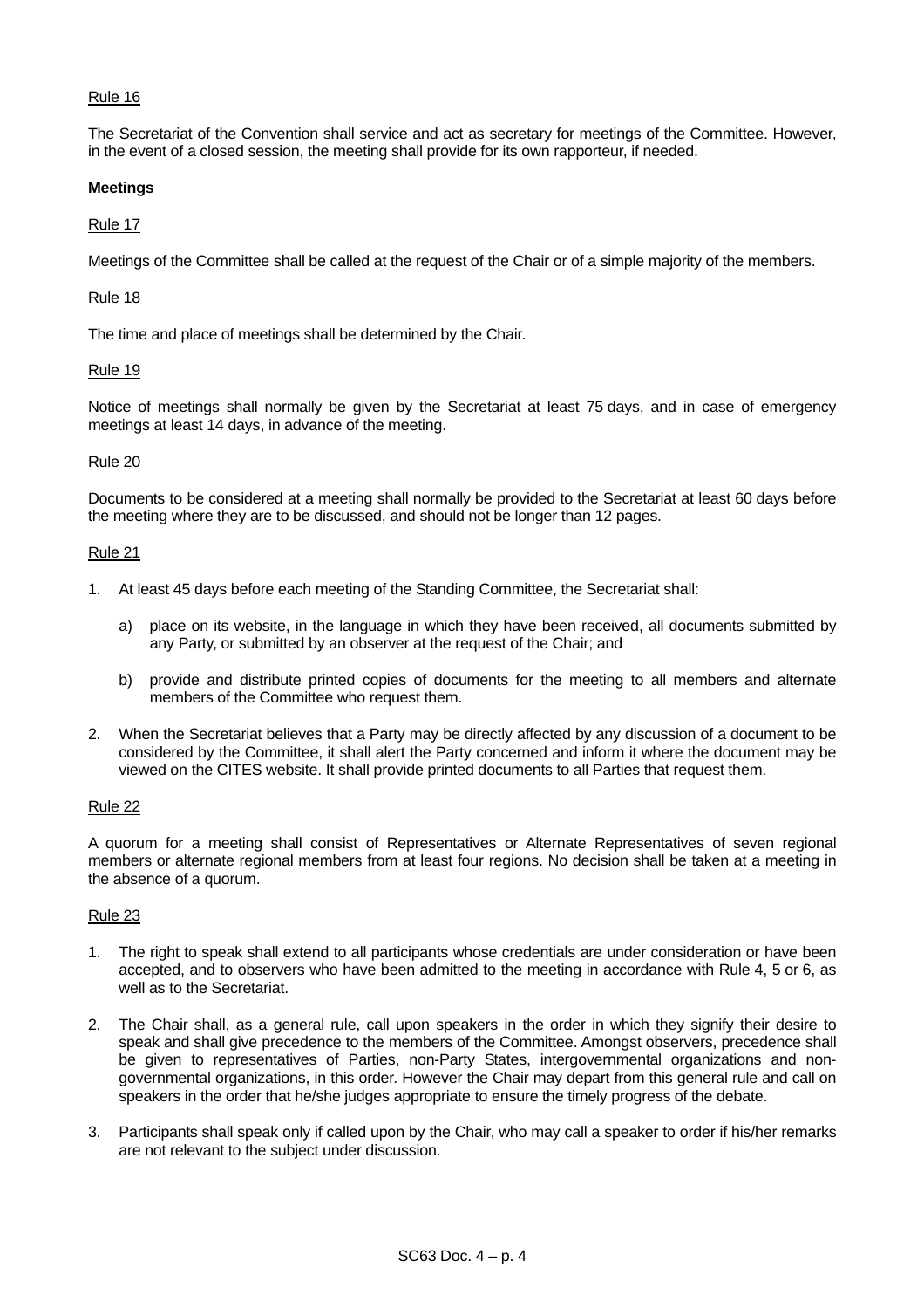Rule 16

The Secretariat of the Convention shall service and act as secretary for meetings of the Committee. However, in the event of a closed session, the meeting shall provide for its own rapporteur, if needed.

**Meetings**

Rule 17

Meetings of the Committee shall be called at the request of the Chair or of a simple majority of the members.

Rule 18

The time and place of meetings shall be determined by the Chair.

Rule 19

Notice of meetings shall normally be given by the Secretariat at least 75 days, and in case of emergency meetings at least 14 days, in advance of the meeting.

Rule 20

Documents to be considered at a meeting shall normally be provided to the Secretariat at least 60 days before the meeting where they are to be discussed, and should not be longer than 12 pages.

Rule 21

1. At least 45 days before each meeting of the Standing Committee, the Secretariat shall:

   a) place on its website, in the language in which they have been received, all documents submitted by any Party, or submitted by an observer at the request of the Chair; and

   b) provide and distribute printed copies of documents for the meeting to all members and alternate members of the Committee who request them.

2. When the Secretariat believes that a Party may be directly affected by any discussion of a document to be considered by the Committee, it shall alert the Party concerned and inform it where the document may be viewed on the CITES website. It shall provide printed documents to all Parties that request them.

Rule 22

A quorum for a meeting shall consist of Representatives or Alternate Representatives of seven regional members or alternate regional members from at least four regions. No decision shall be taken at a meeting in the absence of a quorum.

Rule 23

1. The right to speak shall extend to all participants whose credentials are under consideration or have been accepted, and to observers who have been admitted to the meeting in accordance with Rule 4, 5 or 6, as well as to the Secretariat.

2. The Chair shall, as a general rule, call upon speakers in the order in which they signify their desire to speak and shall give precedence to the members of the Committee. Amongst observers, precedence shall be given to representatives of Parties, non-Party States, intergovernmental organizations and non-governmental organizations, in this order. However the Chair may depart from this general rule and call on speakers in the order that he/she judges appropriate to ensure the timely progress of the debate.

3. Participants shall speak only if called upon by the Chair, who may call a speaker to order if his/her remarks are not relevant to the subject under discussion.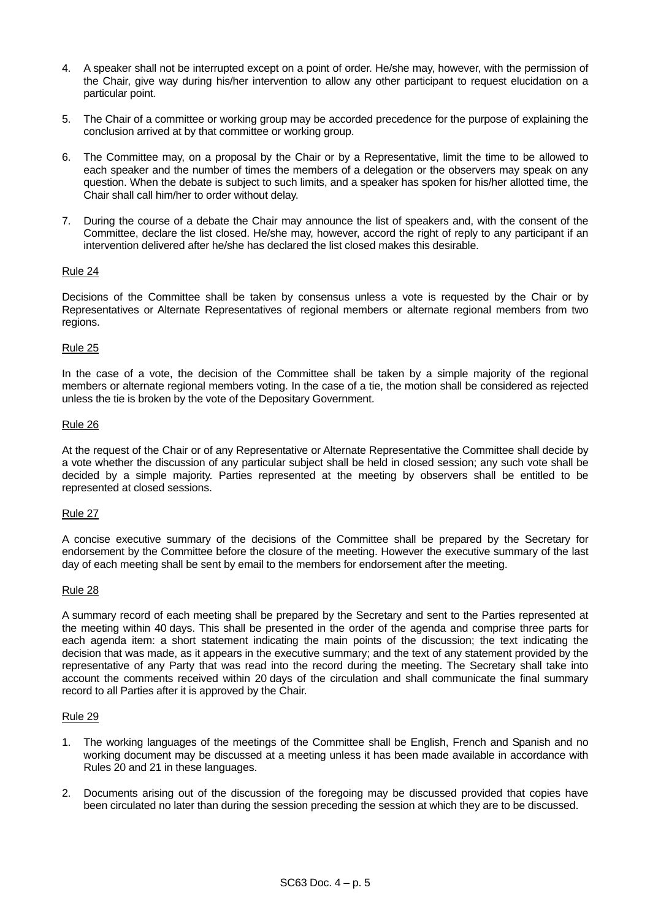4. A speaker shall not be interrupted except on a point of order. He/she may, however, with the permission of the Chair, give way during his/her intervention to allow any other participant to request elucidation on a particular point.

5. The Chair of a committee or working group may be accorded precedence for the purpose of explaining the conclusion arrived at by that committee or working group.

6. The Committee may, on a proposal by the Chair or by a Representative, limit the time to be allowed to each speaker and the number of times the members of a delegation or the observers may speak on any question. When the debate is subject to such limits, and a speaker has spoken for his/her allotted time, the Chair shall call him/her to order without delay.

7. During the course of a debate the Chair may announce the list of speakers and, with the consent of the Committee, declare the list closed. He/she may, however, accord the right of reply to any participant if an intervention delivered after he/she has declared the list closed makes this desirable.

Rule 24

Decisions of the Committee shall be taken by consensus unless a vote is requested by the Chair or by Representatives or Alternate Representatives of regional members or alternate regional members from two regions.

Rule 25

In the case of a vote, the decision of the Committee shall be taken by a simple majority of the regional members or alternate regional members voting. In the case of a tie, the motion shall be considered as rejected unless the tie is broken by the vote of the Depositary Government.

Rule 26

At the request of the Chair or of any Representative or Alternate Representative the Committee shall decide by a vote whether the discussion of any particular subject shall be held in closed session; any such vote shall be decided by a simple majority. Parties represented at the meeting by observers shall be entitled to be represented at closed sessions.

Rule 27

A concise executive summary of the decisions of the Committee shall be prepared by the Secretary for endorsement by the Committee before the closure of the meeting. However the executive summary of the last day of each meeting shall be sent by email to the members for endorsement after the meeting.

Rule 28

A summary record of each meeting shall be prepared by the Secretary and sent to the Parties represented at the meeting within 40 days. This shall be presented in the order of the agenda and comprise three parts for each agenda item: a short statement indicating the main points of the discussion; the text indicating the decision that was made, as it appears in the executive summary; and the text of any statement provided by the representative of any Party that was read into the record during the meeting. The Secretary shall take into account the comments received within 20 days of the circulation and shall communicate the final summary record to all Parties after it is approved by the Chair.

Rule 29

1. The working languages of the meetings of the Committee shall be English, French and Spanish and no working document may be discussed at a meeting unless it has been made available in accordance with Rules 20 and 21 in these languages.

2. Documents arising out of the discussion of the foregoing may be discussed provided that copies have been circulated no later than during the session preceding the session at which they are to be discussed.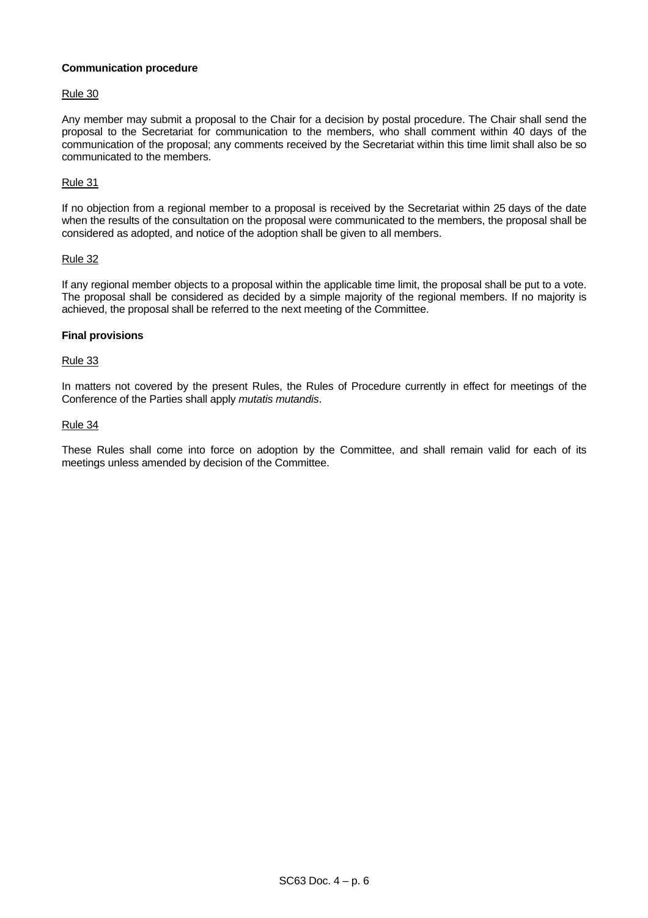**Communication procedure**

Rule 30

Any member may submit a proposal to the Chair for a decision by postal procedure. The Chair shall send the proposal to the Secretariat for communication to the members, who shall comment within 40 days of the communication of the proposal; any comments received by the Secretariat within this time limit shall also be so communicated to the members.

Rule 31

If no objection from a regional member to a proposal is received by the Secretariat within 25 days of the date when the results of the consultation on the proposal were communicated to the members, the proposal shall be considered as adopted, and notice of the adoption shall be given to all members.

Rule 32

If any regional member objects to a proposal within the applicable time limit, the proposal shall be put to a vote. The proposal shall be considered as decided by a simple majority of the regional members. If no majority is achieved, the proposal shall be referred to the next meeting of the Committee.

**Final provisions**

Rule 33

In matters not covered by the present Rules, the Rules of Procedure currently in effect for meetings of the Conference of the Parties shall apply *mutatis mutandis*.

Rule 34

These Rules shall come into force on adoption by the Committee, and shall remain valid for each of its meetings unless amended by decision of the Committee.